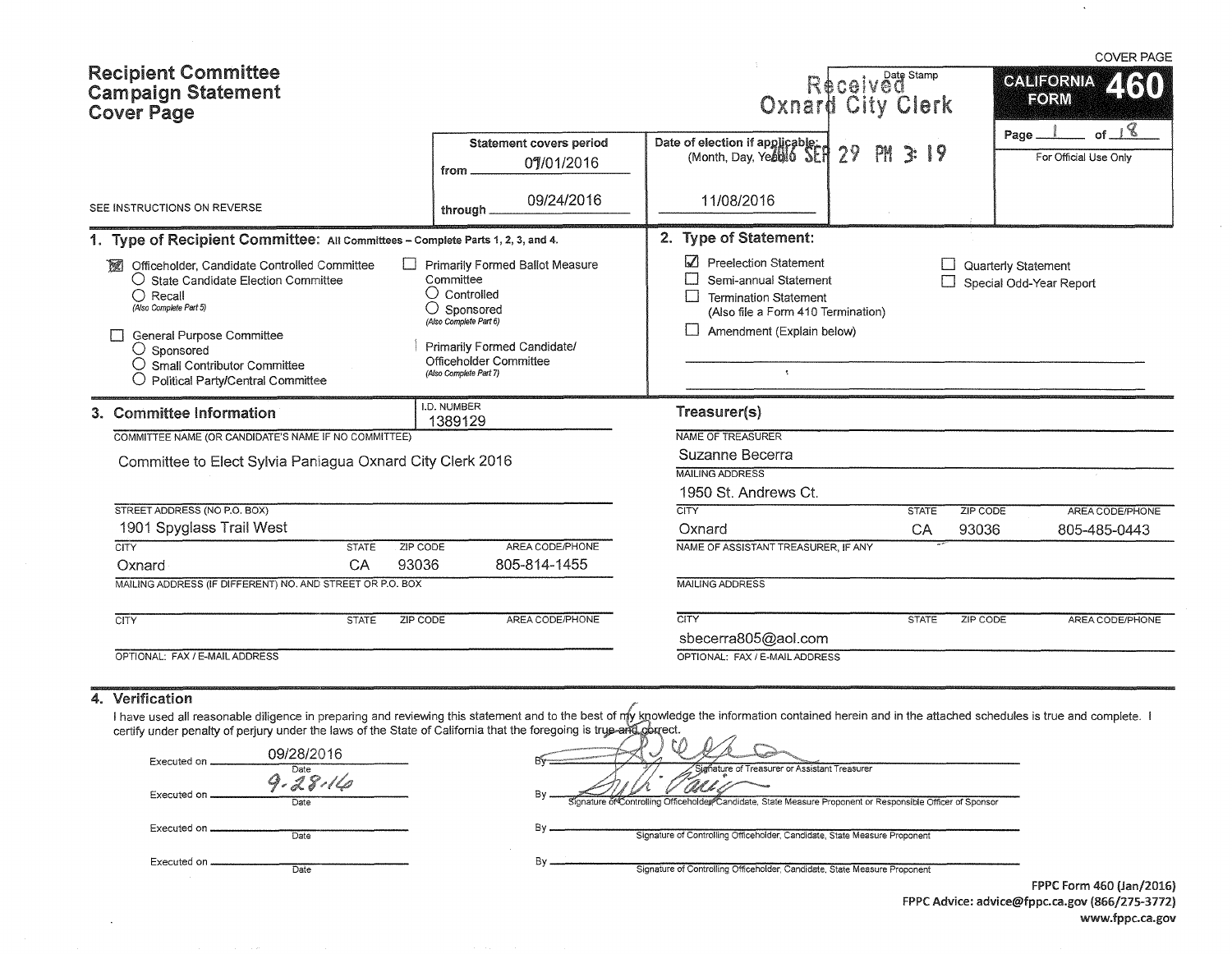COVER PAGE

# Recipient Committee Campaign Statement Cover Page

SEE INSTRUCTIONS ON REVERSE

| Statement covers period | Date of election if applicable: (Month, Day, Year) | Date Stamp | CALIFORNIA FORM 460 |
|---|---|---|---|
| from 07/01/2016 through 09/24/2016 | 11/08/2016 | Received Oxnard City Clerk 2016 SEP 29 PM 3:19 | Page 1 of 18 For Official Use Only |

## 1. Type of Recipient Committee: All Committees – Complete Parts 1, 2, 3, and 4.

- [x] Officeholder, Candidate Controlled Committee
  - ○ State Candidate Election Committee
  - ○ Recall (Also Complete Part 5)
- [ ] General Purpose Committee
  - ○ Sponsored
  - ○ Small Contributor Committee
  - ○ Political Party/Central Committee
- [ ] Primarily Formed Ballot Measure Committee
  - ○ Controlled
  - ○ Sponsored (Also Complete Part 6)
- [ ] Primarily Formed Candidate/Officeholder Committee (Also Complete Part 7)

## 2. Type of Statement:

- [x] Preelection Statement
- [ ] Semi-annual Statement
- [ ] Termination Statement (Also file a Form 410 Termination)
- [ ] Amendment (Explain below)
- [ ] Quarterly Statement
- [ ] Special Odd-Year Report

## 3. Committee Information

I.D. NUMBER: 1389129

COMMITTEE NAME (OR CANDIDATE'S NAME IF NO COMMITTEE): Committee to Elect Sylvia Paniagua Oxnard City Clerk 2016

| STREET ADDRESS (NO P.O. BOX) | | | |
|---|---|---|---|
| 1901 Spyglass Trail West | | | |
| **CITY** | **STATE** | **ZIP CODE** | **AREA CODE/PHONE** |
| Oxnard | CA | 93036 | 805-814-1455 |

MAILING ADDRESS (IF DIFFERENT) NO. AND STREET OR P.O. BOX:

| CITY | STATE | ZIP CODE | AREA CODE/PHONE |
|---|---|---|---|
| | | | |

OPTIONAL: FAX / E-MAIL ADDRESS:

### Treasurer(s)

NAME OF TREASURER: Suzanne Becerra

MAILING ADDRESS: 1950 St. Andrews Ct.

| CITY | STATE | ZIP CODE | AREA CODE/PHONE |
|---|---|---|---|
| Oxnard | CA | 93036 | 805-485-0443 |

NAME OF ASSISTANT TREASURER, IF ANY:

MAILING ADDRESS:

| CITY | STATE | ZIP CODE | AREA CODE/PHONE |
|---|---|---|---|
| | | | |

OPTIONAL: FAX / E-MAIL ADDRESS: sbecerra805@aol.com

## 4. Verification

I have used all reasonable diligence in preparing and reviewing this statement and to the best of my knowledge the information contained herein and in the attached schedules is true and complete. I certify under penalty of perjury under the laws of the State of California that the foregoing is true and correct.

| Executed on (Date) | By |
|---|---|
| 09/28/2016 | [Signature] Signature of Treasurer or Assistant Treasurer |
| 9-28-16 | [Signature] Signature of Controlling Officeholder, Candidate, State Measure Proponent or Responsible Officer of Sponsor |
| | Signature of Controlling Officeholder, Candidate, State Measure Proponent |
| | Signature of Controlling Officeholder, Candidate, State Measure Proponent |

FPPC Form 460 (Jan/2016)
FPPC Advice: advice@fppc.ca.gov (866/275-3772)
www.fppc.ca.gov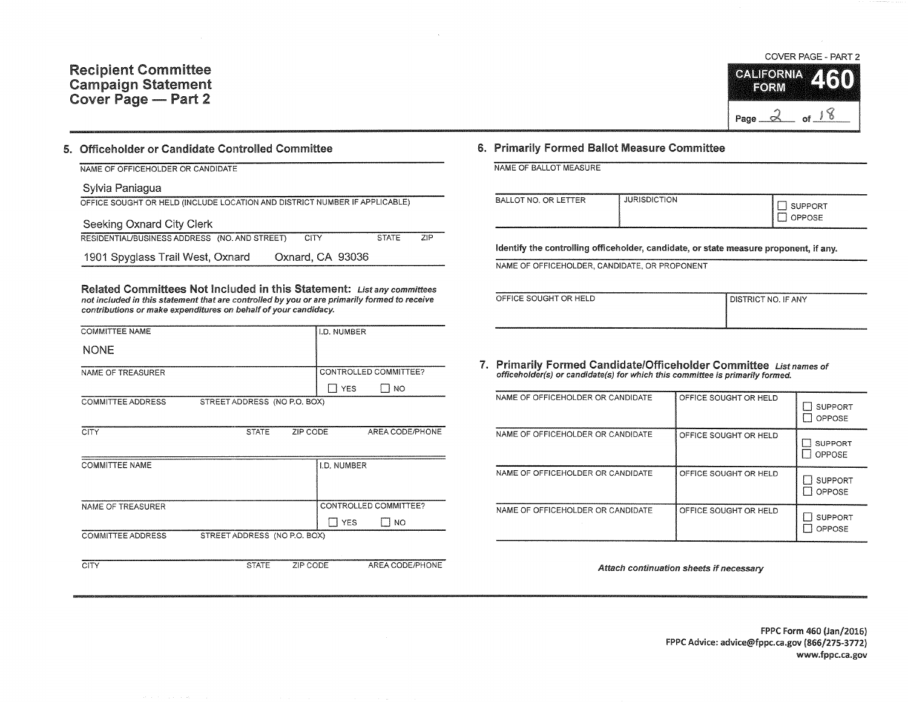# Recipient Committee Campaign Statement Cover Page — Part 2

COVER PAGE - PART 2

CALIFORNIA FORM 460

## 5. Officeholder or Candidate Controlled Committee

| NAME OF OFFICEHOLDER OR CANDIDATE | | | |
|---|---|---|---|
| Sylvia Paniagua | | | |
| **OFFICE SOUGHT OR HELD (INCLUDE LOCATION AND DISTRICT NUMBER IF APPLICABLE)** | | | |
| Seeking Oxnard City Clerk | | | |
| **RESIDENTIAL/BUSINESS ADDRESS (NO. AND STREET)** | **CITY** | **STATE** | **ZIP** |
| 1901 Spyglass Trail West, Oxnard | Oxnard, CA 93036 | | |

**Related Committees Not Included in this Statement:** *List any committees not included in this statement that are controlled by you or are primarily formed to receive contributions or make expenditures on behalf of your candidacy.*

| COMMITTEE NAME | | I.D. NUMBER | |
|---|---|---|---|
| NONE | | | |
| NAME OF TREASURER | | CONTROLLED COMMITTEE? ☐ YES ☐ NO | |
| COMMITTEE ADDRESS STREET ADDRESS (NO P.O. BOX) | | | |
| CITY | STATE | ZIP CODE | AREA CODE/PHONE |

| COMMITTEE NAME | | I.D. NUMBER | |
|---|---|---|---|
| | | | |
| NAME OF TREASURER | | CONTROLLED COMMITTEE? ☐ YES ☐ NO | |
| COMMITTEE ADDRESS STREET ADDRESS (NO P.O. BOX) | | | |
| CITY | STATE | ZIP CODE | AREA CODE/PHONE |

## 6. Primarily Formed Ballot Measure Committee

| NAME OF BALLOT MEASURE | | |
|---|---|---|
| | | |
| **BALLOT NO. OR LETTER** | **JURISDICTION** | ☐ SUPPORT ☐ OPPOSE |
| | | |

**Identify the controlling officeholder, candidate, or state measure proponent, if any.**

| NAME OF OFFICEHOLDER, CANDIDATE, OR PROPONENT | |
|---|---|
| | |
| **OFFICE SOUGHT OR HELD** | **DISTRICT NO. IF ANY** |
| | |

## 7. Primarily Formed Candidate/Officeholder Committee

*List names of officeholder(s) or candidate(s) for which this committee is primarily formed.*

| NAME OF OFFICEHOLDER OR CANDIDATE | OFFICE SOUGHT OR HELD | |
|---|---|---|
| | | ☐ SUPPORT ☐ OPPOSE |
| | | ☐ SUPPORT ☐ OPPOSE |
| | | ☐ SUPPORT ☐ OPPOSE |
| | | ☐ SUPPORT ☐ OPPOSE |

*Attach continuation sheets if necessary*

FPPC Form 460 (Jan/2016)
FPPC Advice: advice@fppc.ca.gov (866/275-3772)
www.fppc.ca.gov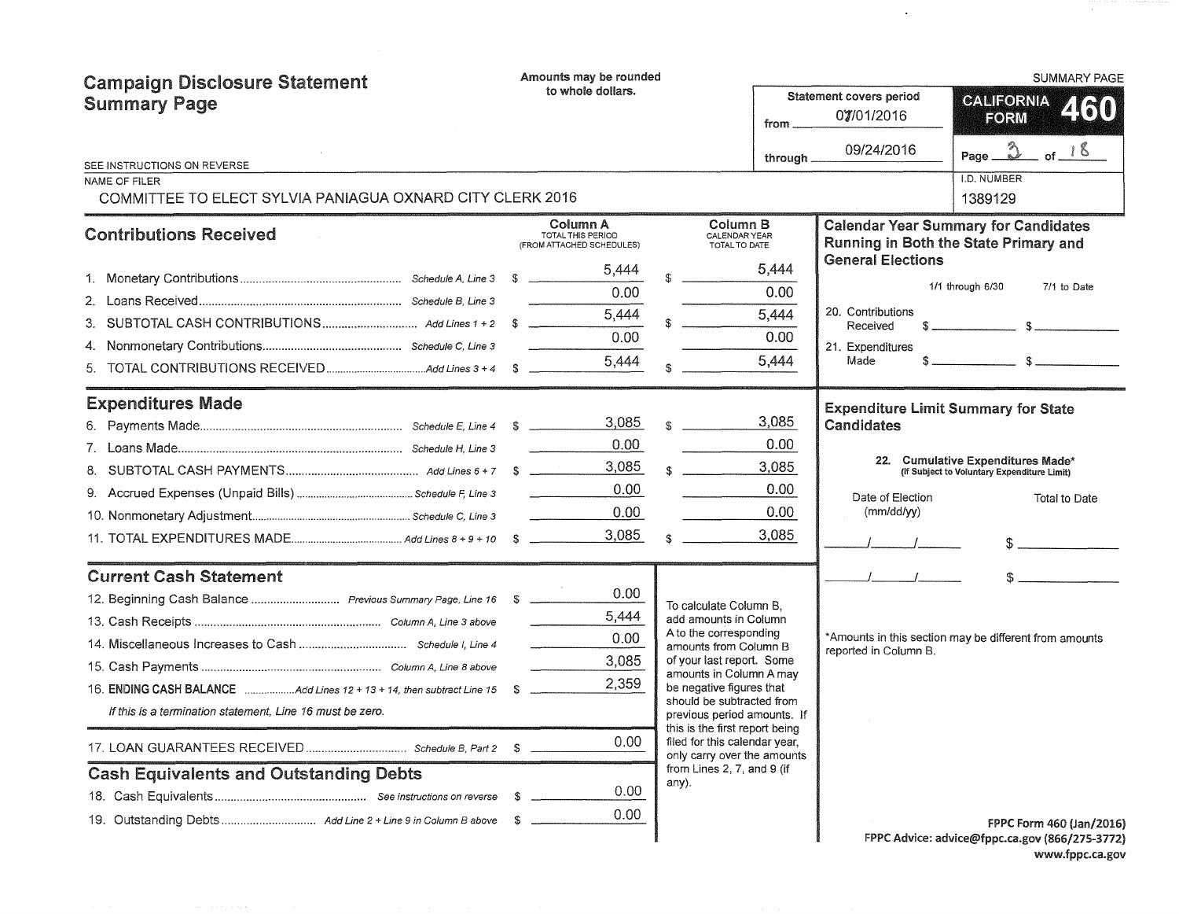# Campaign Disclosure Statement Summary Page

Amounts may be rounded to whole dollars.

SUMMARY PAGE

**CALIFORNIA FORM 460**

Statement covers period from 07/01/2016 through 09/24/2016

Page 3 of 18

SEE INSTRUCTIONS ON REVERSE

NAME OF FILER: COMMITTEE TO ELECT SYLVIA PANIAGUA OXNARD CITY CLERK 2016

I.D. NUMBER: 1389129

## Contributions Received

| | | Column A TOTAL THIS PERIOD (FROM ATTACHED SCHEDULES) | Column B CALENDAR YEAR TOTAL TO DATE |
|---|---|---|---|
| 1. Monetary Contributions | Schedule A, Line 3 | $ 5,444 | $ 5,444 |
| 2. Loans Received | Schedule B, Line 3 | 0.00 | 0.00 |
| 3. SUBTOTAL CASH CONTRIBUTIONS | Add Lines 1 + 2 | $ 5,444 | $ 5,444 |
| 4. Nonmonetary Contributions | Schedule C, Line 3 | 0.00 | 0.00 |
| 5. TOTAL CONTRIBUTIONS RECEIVED | Add Lines 3 + 4 | $ 5,444 | $ 5,444 |

## Expenditures Made

| | | Column A | Column B |
|---|---|---|---|
| 6. Payments Made | Schedule E, Line 4 | $ 3,085 | $ 3,085 |
| 7. Loans Made | Schedule H, Line 3 | 0.00 | 0.00 |
| 8. SUBTOTAL CASH PAYMENTS | Add Lines 6 + 7 | $ 3,085 | $ 3,085 |
| 9. Accrued Expenses (Unpaid Bills) | Schedule F, Line 3 | 0.00 | 0.00 |
| 10. Nonmonetary Adjustment | Schedule C, Line 3 | 0.00 | 0.00 |
| 11. TOTAL EXPENDITURES MADE | Add Lines 8 + 9 + 10 | $ 3,085 | $ 3,085 |

## Current Cash Statement

| | | |
|---|---|---|
| 12. Beginning Cash Balance | Previous Summary Page, Line 16 | $ 0.00 |
| 13. Cash Receipts | Column A, Line 3 above | 5,444 |
| 14. Miscellaneous Increases to Cash | Schedule I, Line 4 | 0.00 |
| 15. Cash Payments | Column A, Line 8 above | 3,085 |
| 16. **ENDING CASH BALANCE** | Add Lines 12 + 13 + 14, then subtract Line 15 | $ 2,359 |

*If this is a termination statement, Line 16 must be zero.*

| | | |
|---|---|---|
| 17. LOAN GUARANTEES RECEIVED | Schedule B, Part 2 | $ 0.00 |

## Cash Equivalents and Outstanding Debts

| | | |
|---|---|---|
| 18. Cash Equivalents | See instructions on reverse | $ 0.00 |
| 19. Outstanding Debts | Add Line 2 + Line 9 in Column B above | $ 0.00 |

To calculate Column B, add amounts in Column A to the corresponding amounts from Column B of your last report. Some amounts in Column A may be negative figures that should be subtracted from previous period amounts. If this is the first report being filed for this calendar year, only carry over the amounts from Lines 2, 7, and 9 (if any).

## Calendar Year Summary for Candidates Running in Both the State Primary and General Elections

| | 1/1 through 6/30 | 7/1 to Date |
|---|---|---|
| 20. Contributions Received | $ | $ |
| 21. Expenditures Made | $ | $ |

## Expenditure Limit Summary for State Candidates

22. Cumulative Expenditures Made* (If Subject to Voluntary Expenditure Limit)

| Date of Election (mm/dd/yy) | Total to Date |
|---|---|
| / / | $ |
| / / | $ |

*Amounts in this section may be different from amounts reported in Column B.

FPPC Form 460 (Jan/2016)
FPPC Advice: advice@fppc.ca.gov (866/275-3772)
www.fppc.ca.gov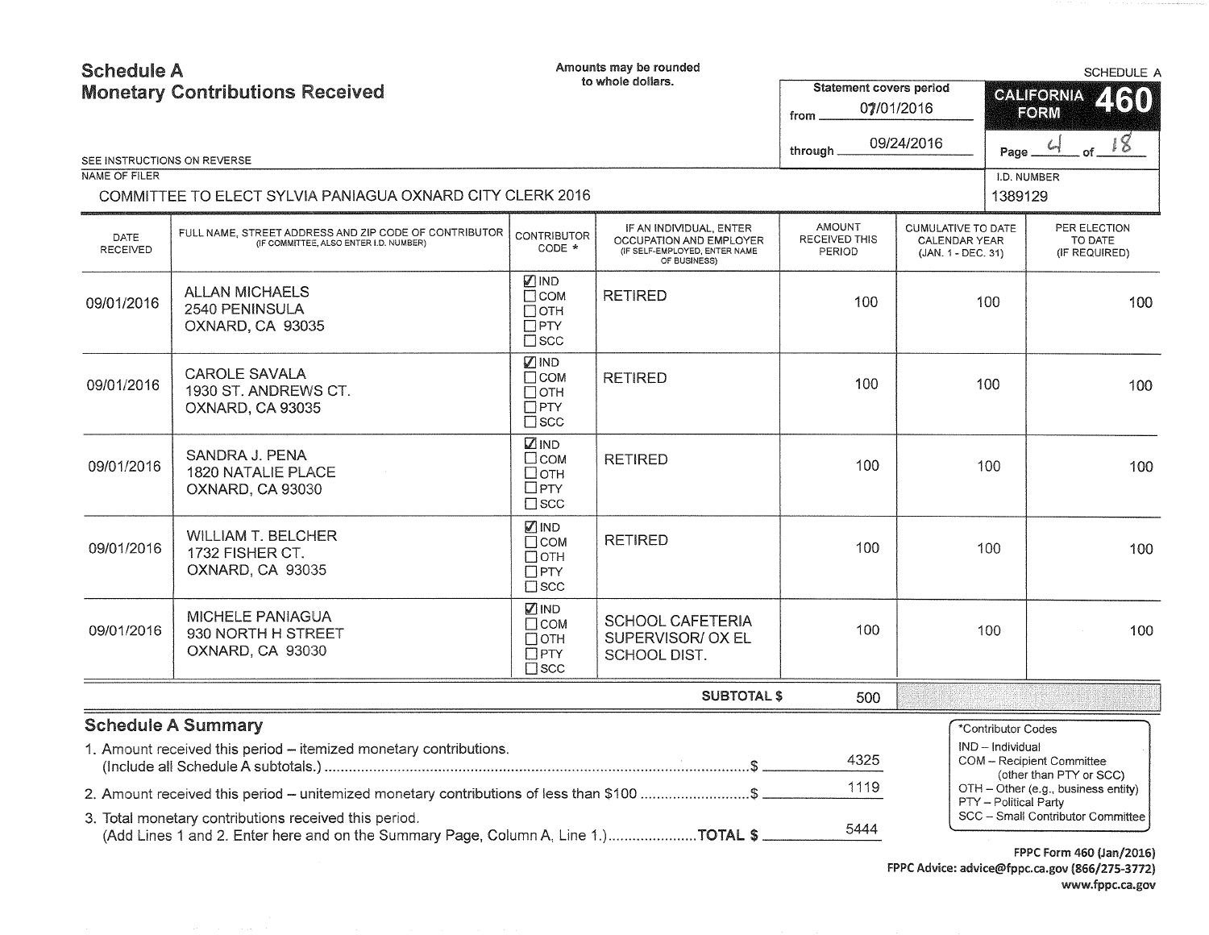# Schedule A
## Monetary Contributions Received

Amounts may be rounded to whole dollars.

SCHEDULE A

**CALIFORNIA FORM 460**

Statement covers period from 07/01/2016 through 09/24/2016

SEE INSTRUCTIONS ON REVERSE

NAME OF FILER: COMMITTEE TO ELECT SYLVIA PANIAGUA OXNARD CITY CLERK 2016

I.D. NUMBER: 1389129

| DATE RECEIVED | FULL NAME, STREET ADDRESS AND ZIP CODE OF CONTRIBUTOR (IF COMMITTEE, ALSO ENTER I.D. NUMBER) | CONTRIBUTOR CODE * | IF AN INDIVIDUAL, ENTER OCCUPATION AND EMPLOYER (IF SELF-EMPLOYED, ENTER NAME OF BUSINESS) | AMOUNT RECEIVED THIS PERIOD | CUMULATIVE TO DATE CALENDAR YEAR (JAN. 1 - DEC. 31) | PER ELECTION TO DATE (IF REQUIRED) |
|---|---|---|---|---|---|---|
| 09/01/2016 | ALLAN MICHAELS<br>2540 PENINSULA<br>OXNARD, CA 93035 | ☑ IND ☐ COM ☐ OTH ☐ PTY ☐ SCC | RETIRED | 100 | 100 | 100 |
| 09/01/2016 | CAROLE SAVALA<br>1930 ST. ANDREWS CT.<br>OXNARD, CA 93035 | ☑ IND ☐ COM ☐ OTH ☐ PTY ☐ SCC | RETIRED | 100 | 100 | 100 |
| 09/01/2016 | SANDRA J. PENA<br>1820 NATALIE PLACE<br>OXNARD, CA 93030 | ☑ IND ☐ COM ☐ OTH ☐ PTY ☐ SCC | RETIRED | 100 | 100 | 100 |
| 09/01/2016 | WILLIAM T. BELCHER<br>1732 FISHER CT.<br>OXNARD, CA 93035 | ☑ IND ☐ COM ☐ OTH ☐ PTY ☐ SCC | RETIRED | 100 | 100 | 100 |
| 09/01/2016 | MICHELE PANIAGUA<br>930 NORTH H STREET<br>OXNARD, CA 93030 | ☑ IND ☐ COM ☐ OTH ☐ PTY ☐ SCC | SCHOOL CAFETERIA SUPERVISOR/ OX EL SCHOOL DIST. | 100 | 100 | 100 |
| | | | **SUBTOTAL $** | 500 | | |

## Schedule A Summary

1. Amount received this period – itemized monetary contributions. (Include all Schedule A subtotals.) ........ $ 4325
2. Amount received this period – unitemized monetary contributions of less than $100 ........ $ 1119
3. Total monetary contributions received this period. (Add Lines 1 and 2. Enter here and on the Summary Page, Column A, Line 1.) ........ **TOTAL $** 5444

*Contributor Codes
- IND – Individual
- COM – Recipient Committee (other than PTY or SCC)
- OTH – Other (e.g., business entity)
- PTY – Political Party
- SCC – Small Contributor Committee

FPPC Form 460 (Jan/2016)
FPPC Advice: advice@fppc.ca.gov (866/275-3772)
www.fppc.ca.gov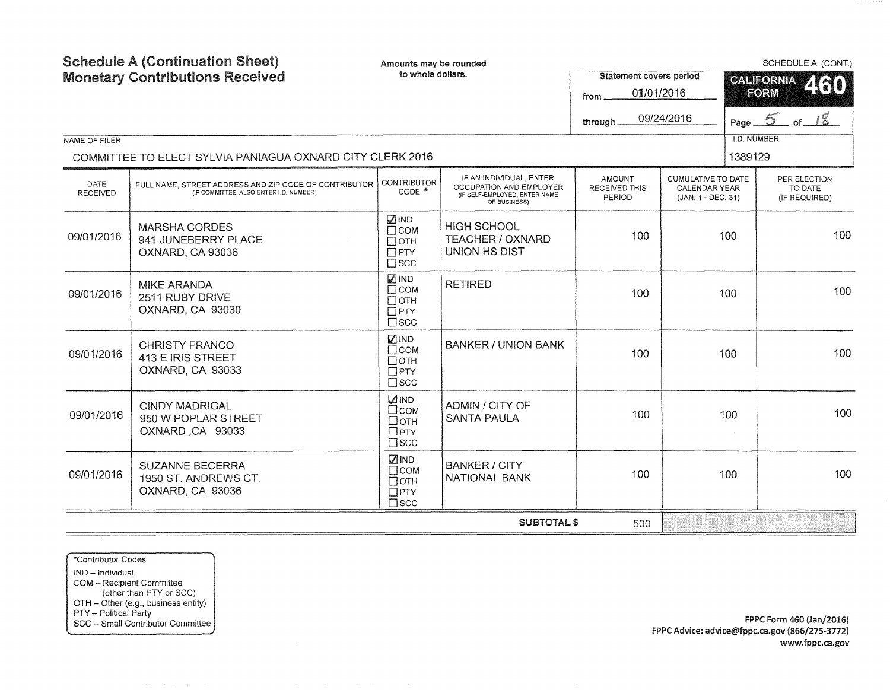# Schedule A (Continuation Sheet)
# Monetary Contributions Received

Amounts may be rounded to whole dollars.

SCHEDULE A (CONT.)

**CALIFORNIA FORM 460**

Statement covers period
from 01/01/2016
through 09/24/2016

Page 5 of 18

NAME OF FILER: COMMITTEE TO ELECT SYLVIA PANIAGUA OXNARD CITY CLERK 2016

I.D. NUMBER: 1389129

| DATE RECEIVED | FULL NAME, STREET ADDRESS AND ZIP CODE OF CONTRIBUTOR (IF COMMITTEE, ALSO ENTER I.D. NUMBER) | CONTRIBUTOR CODE * | IF AN INDIVIDUAL, ENTER OCCUPATION AND EMPLOYER (IF SELF-EMPLOYED, ENTER NAME OF BUSINESS) | AMOUNT RECEIVED THIS PERIOD | CUMULATIVE TO DATE CALENDAR YEAR (JAN. 1 - DEC. 31) | PER ELECTION TO DATE (IF REQUIRED) |
|---|---|---|---|---|---|---|
| 09/01/2016 | MARSHA CORDES<br>941 JUNEBERRY PLACE<br>OXNARD, CA 93036 | ☑ IND ☐ COM ☐ OTH ☐ PTY ☐ SCC | HIGH SCHOOL TEACHER / OXNARD UNION HS DIST | 100 | 100 | 100 |
| 09/01/2016 | MIKE ARANDA<br>2511 RUBY DRIVE<br>OXNARD, CA 93030 | ☑ IND ☐ COM ☐ OTH ☐ PTY ☐ SCC | RETIRED | 100 | 100 | 100 |
| 09/01/2016 | CHRISTY FRANCO<br>413 E IRIS STREET<br>OXNARD, CA 93033 | ☑ IND ☐ COM ☐ OTH ☐ PTY ☐ SCC | BANKER / UNION BANK | 100 | 100 | 100 |
| 09/01/2016 | CINDY MADRIGAL<br>950 W POPLAR STREET<br>OXNARD ,CA 93033 | ☑ IND ☐ COM ☐ OTH ☐ PTY ☐ SCC | ADMIN / CITY OF SANTA PAULA | 100 | 100 | 100 |
| 09/01/2016 | SUZANNE BECERRA<br>1950 ST. ANDREWS CT.<br>OXNARD, CA 93036 | ☑ IND ☐ COM ☐ OTH ☐ PTY ☐ SCC | BANKER / CITY NATIONAL BANK | 100 | 100 | 100 |
| | | | **SUBTOTAL $** | 500 | | |

*Contributor Codes
IND – Individual
COM – Recipient Committee (other than PTY or SCC)
OTH – Other (e.g., business entity)
PTY – Political Party
SCC – Small Contributor Committee

FPPC Form 460 (Jan/2016)
FPPC Advice: advice@fppc.ca.gov (866/275-3772)
www.fppc.ca.gov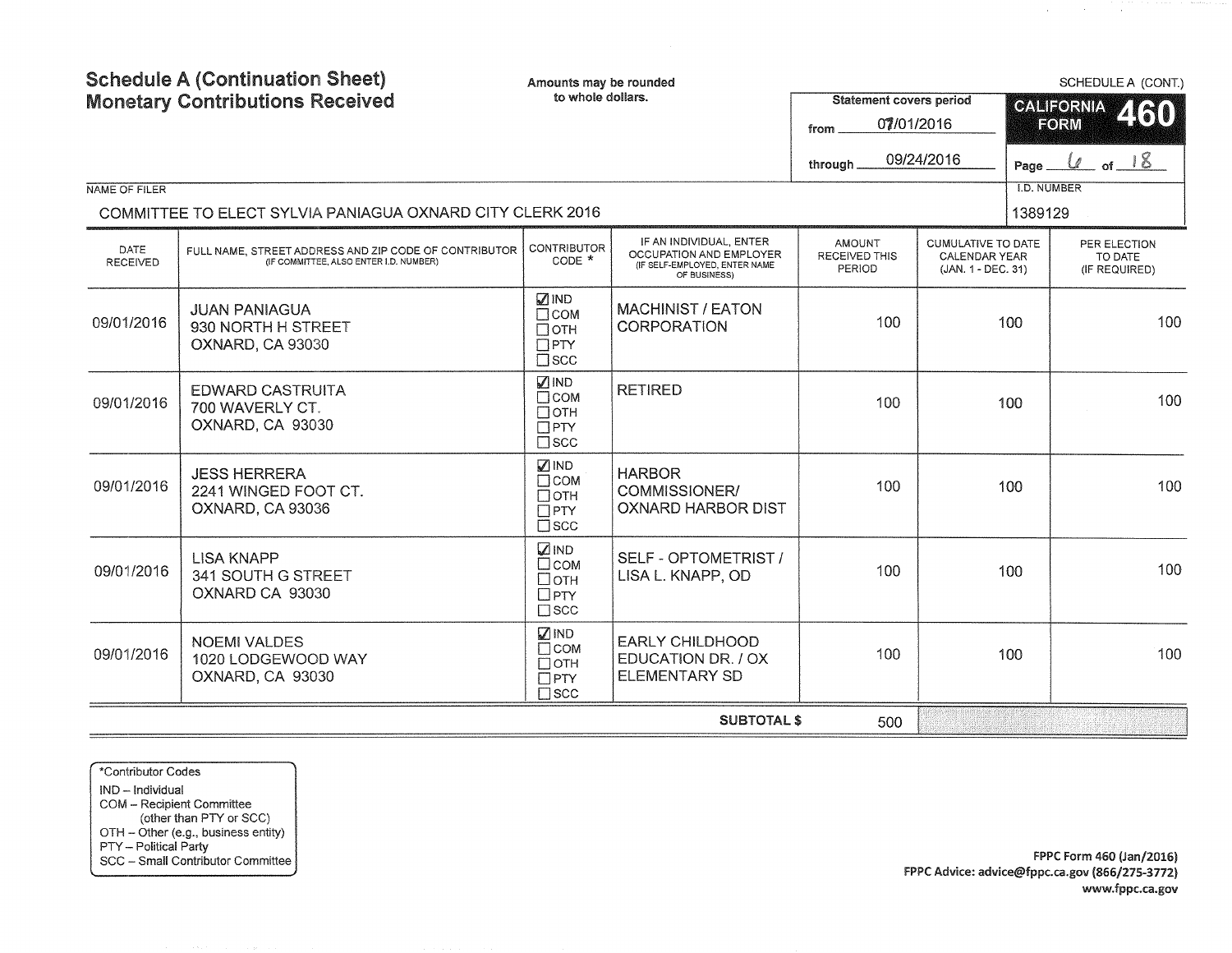# Schedule A (Continuation Sheet)
# Monetary Contributions Received

Amounts may be rounded to whole dollars.

SCHEDULE A (CONT.)

**CALIFORNIA FORM 460**

Statement covers period
from 07/01/2016
through 09/24/2016

NAME OF FILER
COMMITTEE TO ELECT SYLVIA PANIAGUA OXNARD CITY CLERK 2016

I.D. NUMBER
1389129

| DATE RECEIVED | FULL NAME, STREET ADDRESS AND ZIP CODE OF CONTRIBUTOR (IF COMMITTEE, ALSO ENTER I.D. NUMBER) | CONTRIBUTOR CODE * | IF AN INDIVIDUAL, ENTER OCCUPATION AND EMPLOYER (IF SELF-EMPLOYED, ENTER NAME OF BUSINESS) | AMOUNT RECEIVED THIS PERIOD | CUMULATIVE TO DATE CALENDAR YEAR (JAN. 1 - DEC. 31) | PER ELECTION TO DATE (IF REQUIRED) |
|---|---|---|---|---|---|---|
| 09/01/2016 | JUAN PANIAGUA<br>930 NORTH H STREET<br>OXNARD, CA 93030 | ☑ IND ☐ COM ☐ OTH ☐ PTY ☐ SCC | MACHINIST / EATON CORPORATION | 100 | 100 | 100 |
| 09/01/2016 | EDWARD CASTRUITA<br>700 WAVERLY CT.<br>OXNARD, CA 93030 | ☑ IND ☐ COM ☐ OTH ☐ PTY ☐ SCC | RETIRED | 100 | 100 | 100 |
| 09/01/2016 | JESS HERRERA<br>2241 WINGED FOOT CT.<br>OXNARD, CA 93036 | ☑ IND ☐ COM ☐ OTH ☐ PTY ☐ SCC | HARBOR COMMISSIONER/ OXNARD HARBOR DIST | 100 | 100 | 100 |
| 09/01/2016 | LISA KNAPP<br>341 SOUTH G STREET<br>OXNARD CA 93030 | ☑ IND ☐ COM ☐ OTH ☐ PTY ☐ SCC | SELF - OPTOMETRIST / LISA L. KNAPP, OD | 100 | 100 | 100 |
| 09/01/2016 | NOEMI VALDES<br>1020 LODGEWOOD WAY<br>OXNARD, CA 93030 | ☑ IND ☐ COM ☐ OTH ☐ PTY ☐ SCC | EARLY CHILDHOOD EDUCATION DR. / OX ELEMENTARY SD | 100 | 100 | 100 |
| | | | **SUBTOTAL $** | 500 | | |

*Contributor Codes
IND – Individual
COM – Recipient Committee (other than PTY or SCC)
OTH – Other (e.g., business entity)
PTY – Political Party
SCC – Small Contributor Committee

FPPC Form 460 (Jan/2016)
FPPC Advice: advice@fppc.ca.gov (866/275-3772)
www.fppc.ca.gov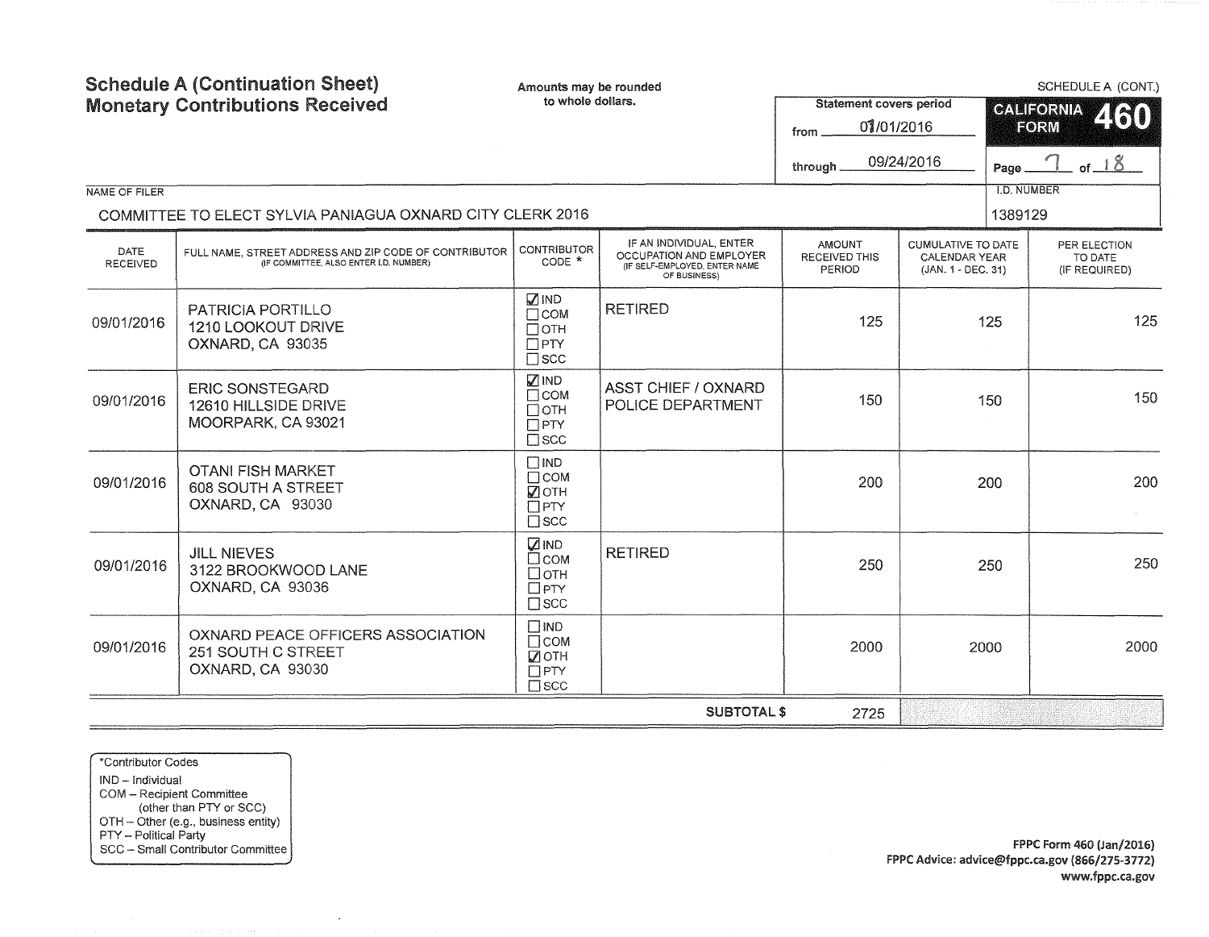# Schedule A (Continuation Sheet)
# Monetary Contributions Received

Amounts may be rounded to whole dollars.

SCHEDULE A (CONT.)

**CALIFORNIA FORM 460**

Statement covers period from 07/01/2016 through 09/24/2016

Page 7 of 18

NAME OF FILER: COMMITTEE TO ELECT SYLVIA PANIAGUA OXNARD CITY CLERK 2016

I.D. NUMBER: 1389129

| DATE RECEIVED | FULL NAME, STREET ADDRESS AND ZIP CODE OF CONTRIBUTOR (IF COMMITTEE, ALSO ENTER I.D. NUMBER) | CONTRIBUTOR CODE * | IF AN INDIVIDUAL, ENTER OCCUPATION AND EMPLOYER (IF SELF-EMPLOYED, ENTER NAME OF BUSINESS) | AMOUNT RECEIVED THIS PERIOD | CUMULATIVE TO DATE CALENDAR YEAR (JAN. 1 - DEC. 31) | PER ELECTION TO DATE (IF REQUIRED) |
|---|---|---|---|---|---|---|
| 09/01/2016 | PATRICIA PORTILLO<br>1210 LOOKOUT DRIVE<br>OXNARD, CA 93035 | ☑ IND ☐ COM ☐ OTH ☐ PTY ☐ SCC | RETIRED | 125 | 125 | 125 |
| 09/01/2016 | ERIC SONSTEGARD<br>12610 HILLSIDE DRIVE<br>MOORPARK, CA 93021 | ☑ IND ☐ COM ☐ OTH ☐ PTY ☐ SCC | ASST CHIEF / OXNARD POLICE DEPARTMENT | 150 | 150 | 150 |
| 09/01/2016 | OTANI FISH MARKET<br>608 SOUTH A STREET<br>OXNARD, CA 93030 | ☐ IND ☐ COM ☑ OTH ☐ PTY ☐ SCC | | 200 | 200 | 200 |
| 09/01/2016 | JILL NIEVES<br>3122 BROOKWOOD LANE<br>OXNARD, CA 93036 | ☑ IND ☐ COM ☐ OTH ☐ PTY ☐ SCC | RETIRED | 250 | 250 | 250 |
| 09/01/2016 | OXNARD PEACE OFFICERS ASSOCIATION<br>251 SOUTH C STREET<br>OXNARD, CA 93030 | ☐ IND ☐ COM ☑ OTH ☐ PTY ☐ SCC | | 2000 | 2000 | 2000 |
| | | | **SUBTOTAL $** | 2725 | | |

*Contributor Codes
IND – Individual
COM – Recipient Committee (other than PTY or SCC)
OTH – Other (e.g., business entity)
PTY – Political Party
SCC – Small Contributor Committee

FPPC Form 460 (Jan/2016)
FPPC Advice: advice@fppc.ca.gov (866/275-3772)
www.fppc.ca.gov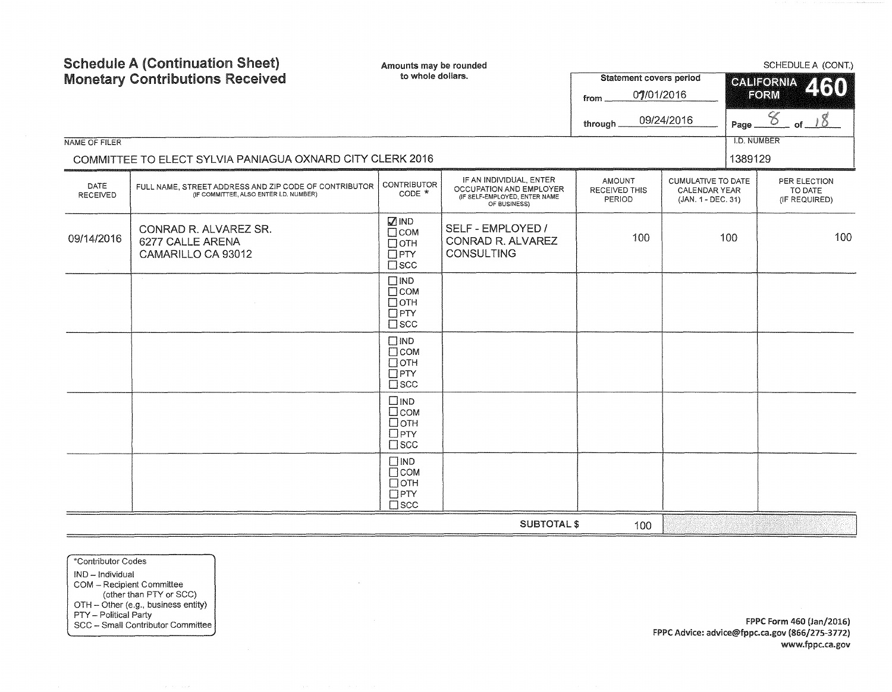# Schedule A (Continuation Sheet)
# Monetary Contributions Received

Amounts may be rounded to whole dollars.

SCHEDULE A (CONT.)

**CALIFORNIA FORM 460**

Statement covers period from 07/01/2016 through 09/24/2016

NAME OF FILER: COMMITTEE TO ELECT SYLVIA PANIAGUA OXNARD CITY CLERK 2016

I.D. NUMBER: 1389129

| DATE RECEIVED | FULL NAME, STREET ADDRESS AND ZIP CODE OF CONTRIBUTOR (IF COMMITTEE, ALSO ENTER I.D. NUMBER) | CONTRIBUTOR CODE * | IF AN INDIVIDUAL, ENTER OCCUPATION AND EMPLOYER (IF SELF-EMPLOYED, ENTER NAME OF BUSINESS) | AMOUNT RECEIVED THIS PERIOD | CUMULATIVE TO DATE CALENDAR YEAR (JAN. 1 - DEC. 31) | PER ELECTION TO DATE (IF REQUIRED) |
|---|---|---|---|---|---|---|
| 09/14/2016 | CONRAD R. ALVAREZ SR.<br>6277 CALLE ARENA<br>CAMARILLO CA 93012 | ☑ IND ☐ COM ☐ OTH ☐ PTY ☐ SCC | SELF - EMPLOYED / CONRAD R. ALVAREZ CONSULTING | 100 | 100 | 100 |
| | | ☐ IND ☐ COM ☐ OTH ☐ PTY ☐ SCC | | | | |
| | | ☐ IND ☐ COM ☐ OTH ☐ PTY ☐ SCC | | | | |
| | | ☐ IND ☐ COM ☐ OTH ☐ PTY ☐ SCC | | | | |
| | | ☐ IND ☐ COM ☐ OTH ☐ PTY ☐ SCC | | | | |
| | | | SUBTOTAL $ | 100 | | |

*Contributor Codes
- IND – Individual
- COM – Recipient Committee (other than PTY or SCC)
- OTH – Other (e.g., business entity)
- PTY – Political Party
- SCC – Small Contributor Committee

FPPC Form 460 (Jan/2016)
FPPC Advice: advice@fppc.ca.gov (866/275-3772)
www.fppc.ca.gov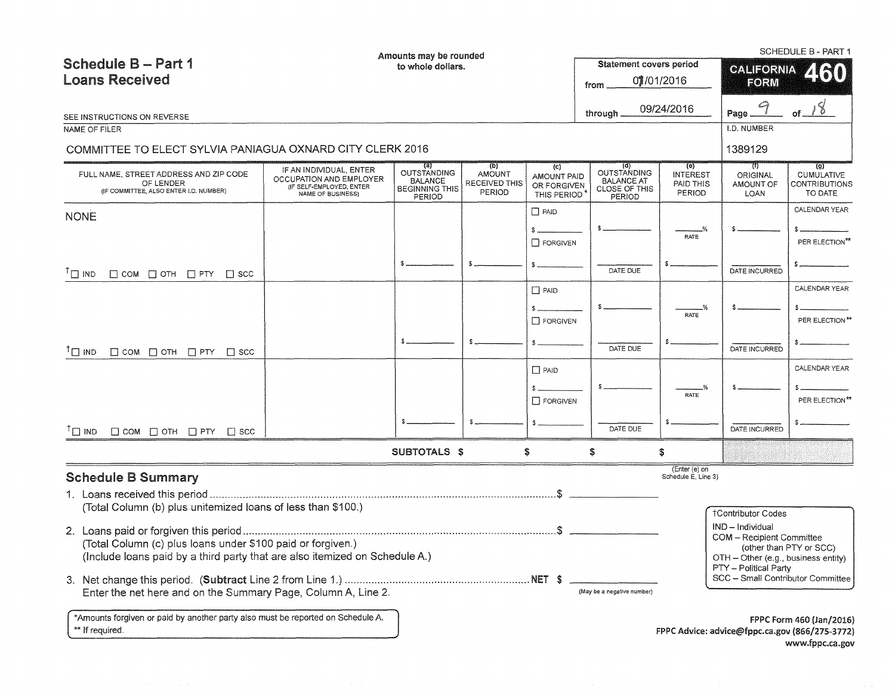SCHEDULE B - PART 1

# Schedule B – Part 1
## Loans Received

Amounts may be rounded to whole dollars.

SEE INSTRUCTIONS ON REVERSE

| Statement covers period | |
|---|---|
| from | 01/01/2016 |
| through | 09/24/2016 |

CALIFORNIA FORM 460

NAME OF FILER: COMMITTEE TO ELECT SYLVIA PANIAGUA OXNARD CITY CLERK 2016

I.D. NUMBER: 1389129

| FULL NAME, STREET ADDRESS AND ZIP CODE OF LENDER (IF COMMITTEE, ALSO ENTER I.D. NUMBER) | IF AN INDIVIDUAL, ENTER OCCUPATION AND EMPLOYER (IF SELF-EMPLOYED, ENTER NAME OF BUSINESS) | (a) OUTSTANDING BALANCE BEGINNING THIS PERIOD | (b) AMOUNT RECEIVED THIS PERIOD | (c) AMOUNT PAID OR FORGIVEN THIS PERIOD* | (d) OUTSTANDING BALANCE AT CLOSE OF THIS PERIOD | (e) INTEREST PAID THIS PERIOD | (f) ORIGINAL AMOUNT OF LOAN | (g) CUMULATIVE CONTRIBUTIONS TO DATE |
|---|---|---|---|---|---|---|---|---|
| NONE<br>†☐ IND ☐ COM ☐ OTH ☐ PTY ☐ SCC | | $ | $ | ☐ PAID $ ☐ FORGIVEN $ | $ DATE DUE | % RATE $ | $ DATE INCURRED | CALENDAR YEAR $ PER ELECTION** $ |
| †☐ IND ☐ COM ☐ OTH ☐ PTY ☐ SCC | | $ | $ | ☐ PAID $ ☐ FORGIVEN $ | $ DATE DUE | % RATE $ | $ DATE INCURRED | CALENDAR YEAR $ PER ELECTION** $ |
| †☐ IND ☐ COM ☐ OTH ☐ PTY ☐ SCC | | $ | $ | ☐ PAID $ ☐ FORGIVEN $ | $ DATE DUE | % RATE $ | $ DATE INCURRED | CALENDAR YEAR $ PER ELECTION** $ |
| | SUBTOTALS | $ | $ | $ | | $ (Enter (e) on Schedule E, Line 3) | | |

## Schedule B Summary

1. Loans received this period ........................................ $ ________
   (Total Column (b) plus unitemized loans of less than $100.)
2. Loans paid or forgiven this period ........................................ $ ________
   (Total Column (c) plus loans under $100 paid or forgiven.)
   (Include loans paid by a third party that are also itemized on Schedule A.)
3. Net change this period. (**Subtract** Line 2 from Line 1.) ........................................ NET $ ________ (May be a negative number)
   Enter the net here and on the Summary Page, Column A, Line 2.

†Contributor Codes
- IND – Individual
- COM – Recipient Committee (other than PTY or SCC)
- OTH – Other (e.g., business entity)
- PTY – Political Party
- SCC – Small Contributor Committee

*Amounts forgiven or paid by another party also must be reported on Schedule A.
** If required.

FPPC Form 460 (Jan/2016)
FPPC Advice: advice@fppc.ca.gov (866/275-3772)
www.fppc.ca.gov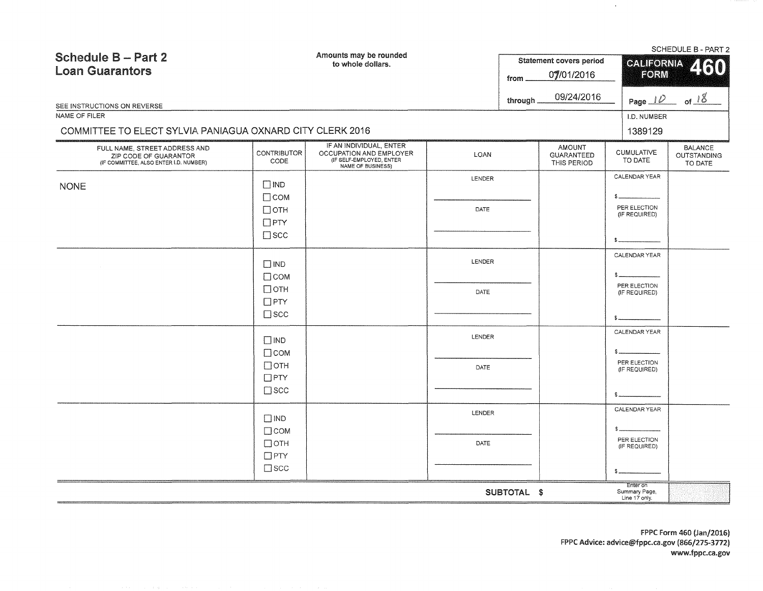# Schedule B – Part 2
## Loan Guarantors

Amounts may be rounded to whole dollars.

SCHEDULE B - PART 2

**CALIFORNIA FORM 460**

Statement covers period
from 07/01/2016
through 09/24/2016

SEE INSTRUCTIONS ON REVERSE

NAME OF FILER: COMMITTEE TO ELECT SYLVIA PANIAGUA OXNARD CITY CLERK 2016

I.D. NUMBER: 1389129

| FULL NAME, STREET ADDRESS AND ZIP CODE OF GUARANTOR (IF COMMITTEE, ALSO ENTER I.D. NUMBER) | CONTRIBUTOR CODE | IF AN INDIVIDUAL, ENTER OCCUPATION AND EMPLOYER (IF SELF-EMPLOYED, ENTER NAME OF BUSINESS) | LOAN | AMOUNT GUARANTEED THIS PERIOD | CUMULATIVE TO DATE | BALANCE OUTSTANDING TO DATE |
|---|---|---|---|---|---|---|
| NONE | ☐ IND ☐ COM ☐ OTH ☐ PTY ☐ SCC | | LENDER ____ DATE ____ | | CALENDAR YEAR $____ PER ELECTION (IF REQUIRED) $____ | |
| | ☐ IND ☐ COM ☐ OTH ☐ PTY ☐ SCC | | LENDER ____ DATE ____ | | CALENDAR YEAR $____ PER ELECTION (IF REQUIRED) $____ | |
| | ☐ IND ☐ COM ☐ OTH ☐ PTY ☐ SCC | | LENDER ____ DATE ____ | | CALENDAR YEAR $____ PER ELECTION (IF REQUIRED) $____ | |
| | ☐ IND ☐ COM ☐ OTH ☐ PTY ☐ SCC | | LENDER ____ DATE ____ | | CALENDAR YEAR $____ PER ELECTION (IF REQUIRED) $____ | |
| | | | SUBTOTAL $ | | Enter on Summary Page, Line 17 only. | |

FPPC Form 460 (Jan/2016)
FPPC Advice: advice@fppc.ca.gov (866/275-3772)
www.fppc.ca.gov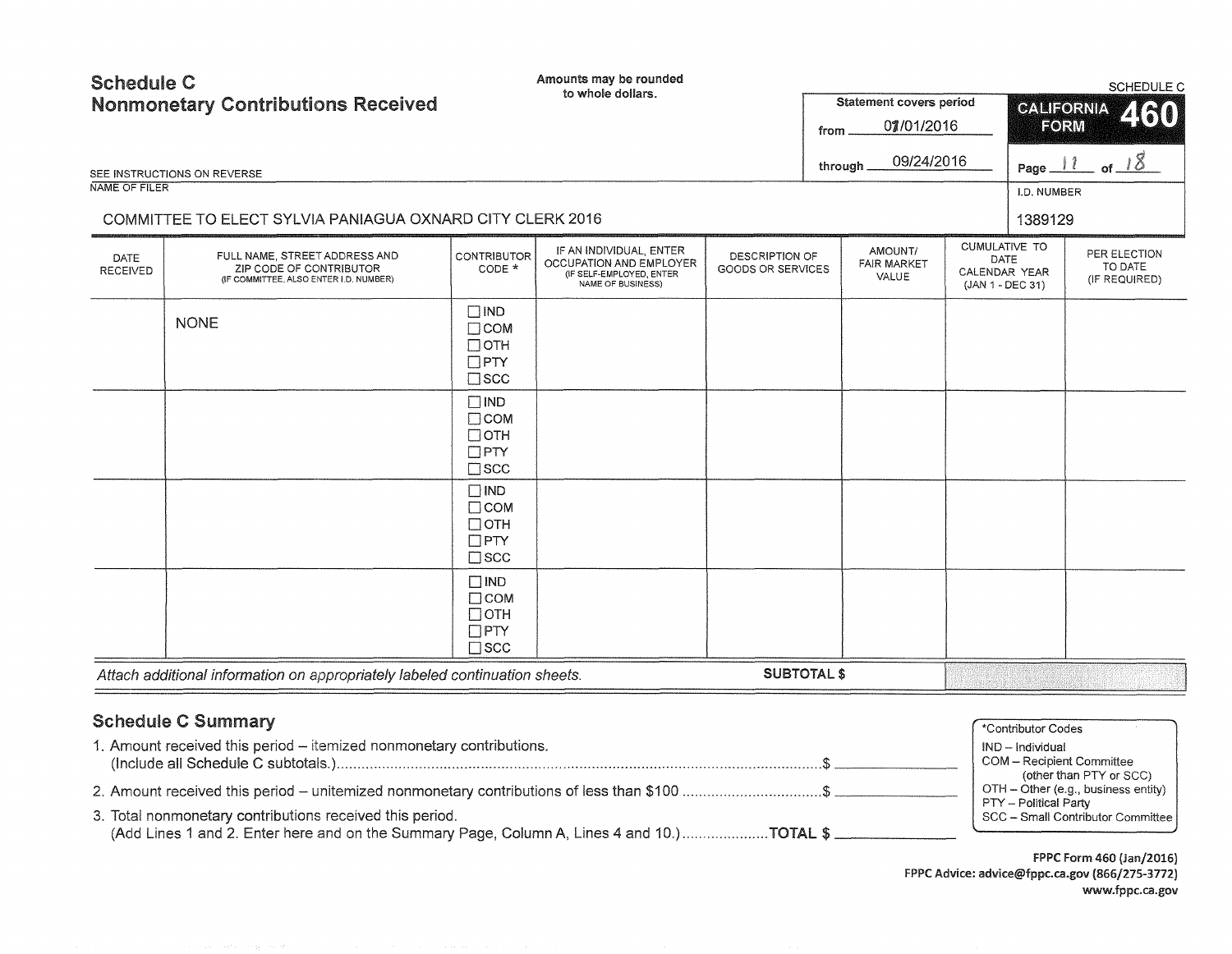# Schedule C
## Nonmonetary Contributions Received

Amounts may be rounded to whole dollars.

SCHEDULE C

**CALIFORNIA FORM 460**

Statement covers period
from 07/01/2016
through 09/24/2016

Page 11 of 18

SEE INSTRUCTIONS ON REVERSE

NAME OF FILER: COMMITTEE TO ELECT SYLVIA PANIAGUA OXNARD CITY CLERK 2016

I.D. NUMBER: 1389129

| DATE RECEIVED | FULL NAME, STREET ADDRESS AND ZIP CODE OF CONTRIBUTOR (IF COMMITTEE, ALSO ENTER I.D. NUMBER) | CONTRIBUTOR CODE * | IF AN INDIVIDUAL, ENTER OCCUPATION AND EMPLOYER (IF SELF-EMPLOYED, ENTER NAME OF BUSINESS) | DESCRIPTION OF GOODS OR SERVICES | AMOUNT/ FAIR MARKET VALUE | CUMULATIVE TO DATE CALENDAR YEAR (JAN 1 - DEC 31) | PER ELECTION TO DATE (IF REQUIRED) |
|---|---|---|---|---|---|---|---|
| | NONE | ☐ IND ☐ COM ☐ OTH ☐ PTY ☐ SCC | | | | | |
| | | ☐ IND ☐ COM ☐ OTH ☐ PTY ☐ SCC | | | | | |
| | | ☐ IND ☐ COM ☐ OTH ☐ PTY ☐ SCC | | | | | |
| | | ☐ IND ☐ COM ☐ OTH ☐ PTY ☐ SCC | | | | | |

*Attach additional information on appropriately labeled continuation sheets.* **SUBTOTAL $**

## Schedule C Summary

1. Amount received this period – itemized nonmonetary contributions. (Include all Schedule C subtotals.) ..................................................... $ ________
2. Amount received this period – unitemized nonmonetary contributions of less than $100 ..................................................... $ ________
3. Total nonmonetary contributions received this period. (Add Lines 1 and 2. Enter here and on the Summary Page, Column A, Lines 4 and 10.) .................... **TOTAL $** ________

*Contributor Codes
- IND – Individual
- COM – Recipient Committee (other than PTY or SCC)
- OTH – Other (e.g., business entity)
- PTY – Political Party
- SCC – Small Contributor Committee

FPPC Form 460 (Jan/2016)
FPPC Advice: advice@fppc.ca.gov (866/275-3772)
www.fppc.ca.gov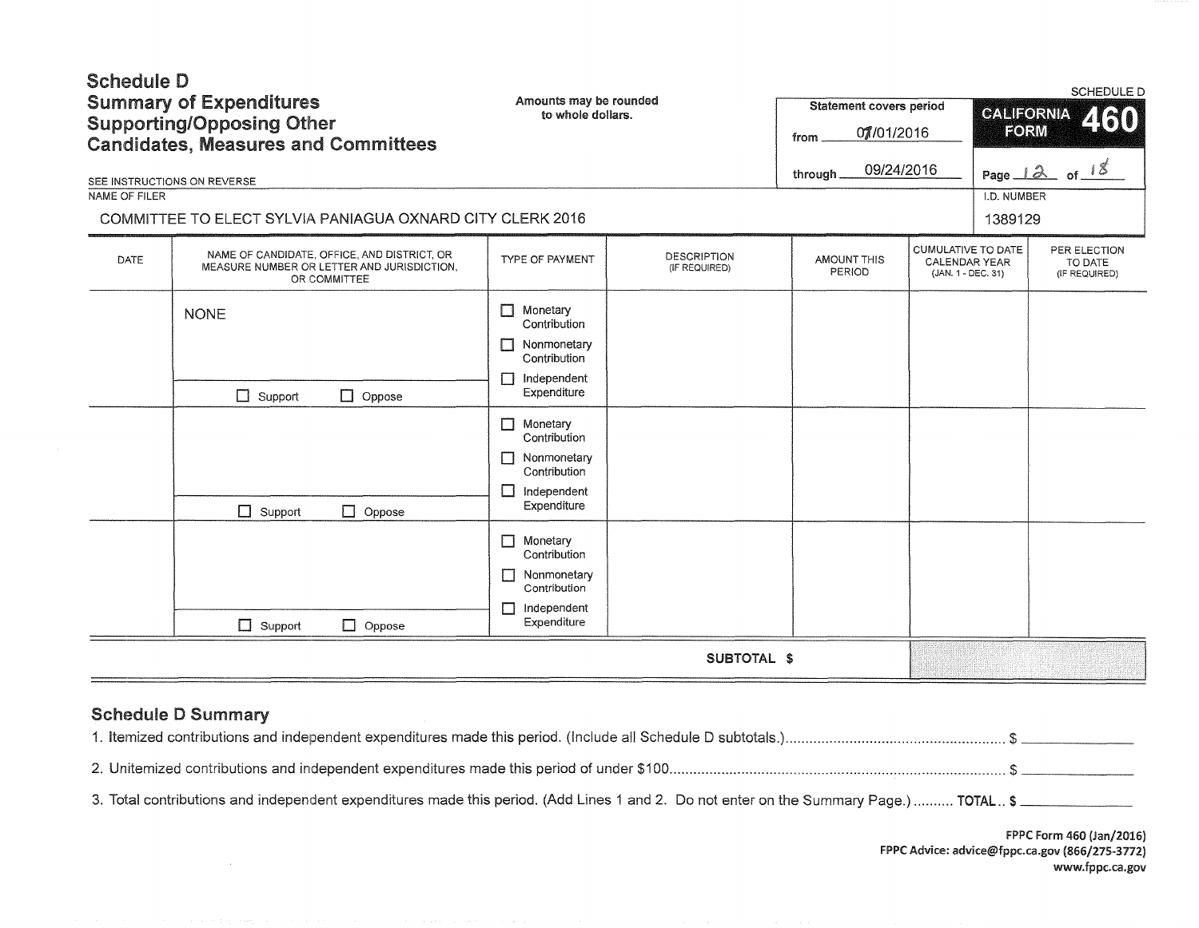# Schedule D
## Summary of Expenditures Supporting/Opposing Other Candidates, Measures and Committees

Amounts may be rounded to whole dollars.

SEE INSTRUCTIONS ON REVERSE

Statement covers period
from 07/01/2016
through 09/24/2016

SCHEDULE D
CALIFORNIA FORM 460

NAME OF FILER
COMMITTEE TO ELECT SYLVIA PANIAGUA OXNARD CITY CLERK 2016

I.D. NUMBER
1389129

| DATE | NAME OF CANDIDATE, OFFICE, AND DISTRICT, OR MEASURE NUMBER OR LETTER AND JURISDICTION, OR COMMITTEE | TYPE OF PAYMENT | DESCRIPTION (IF REQUIRED) | AMOUNT THIS PERIOD | CUMULATIVE TO DATE CALENDAR YEAR (JAN. 1 - DEC. 31) | PER ELECTION TO DATE (IF REQUIRED) |
|---|---|---|---|---|---|---|
| | NONE<br>☐ Support ☐ Oppose | ☐ Monetary Contribution<br>☐ Nonmonetary Contribution<br>☐ Independent Expenditure | | | | |
| | ☐ Support ☐ Oppose | ☐ Monetary Contribution<br>☐ Nonmonetary Contribution<br>☐ Independent Expenditure | | | | |
| | ☐ Support ☐ Oppose | ☐ Monetary Contribution<br>☐ Nonmonetary Contribution<br>☐ Independent Expenditure | | | | |
| | | | SUBTOTAL $ | | | |

### Schedule D Summary

1. Itemized contributions and independent expenditures made this period. (Include all Schedule D subtotals.) $ \_\_\_\_\_\_\_\_

2. Unitemized contributions and independent expenditures made this period of under $100 $ \_\_\_\_\_\_\_\_

3. Total contributions and independent expenditures made this period. (Add Lines 1 and 2. Do not enter on the Summary Page.) TOTAL $ \_\_\_\_\_\_\_\_

FPPC Form 460 (Jan/2016)
FPPC Advice: advice@fppc.ca.gov (866/275-3772)
www.fppc.ca.gov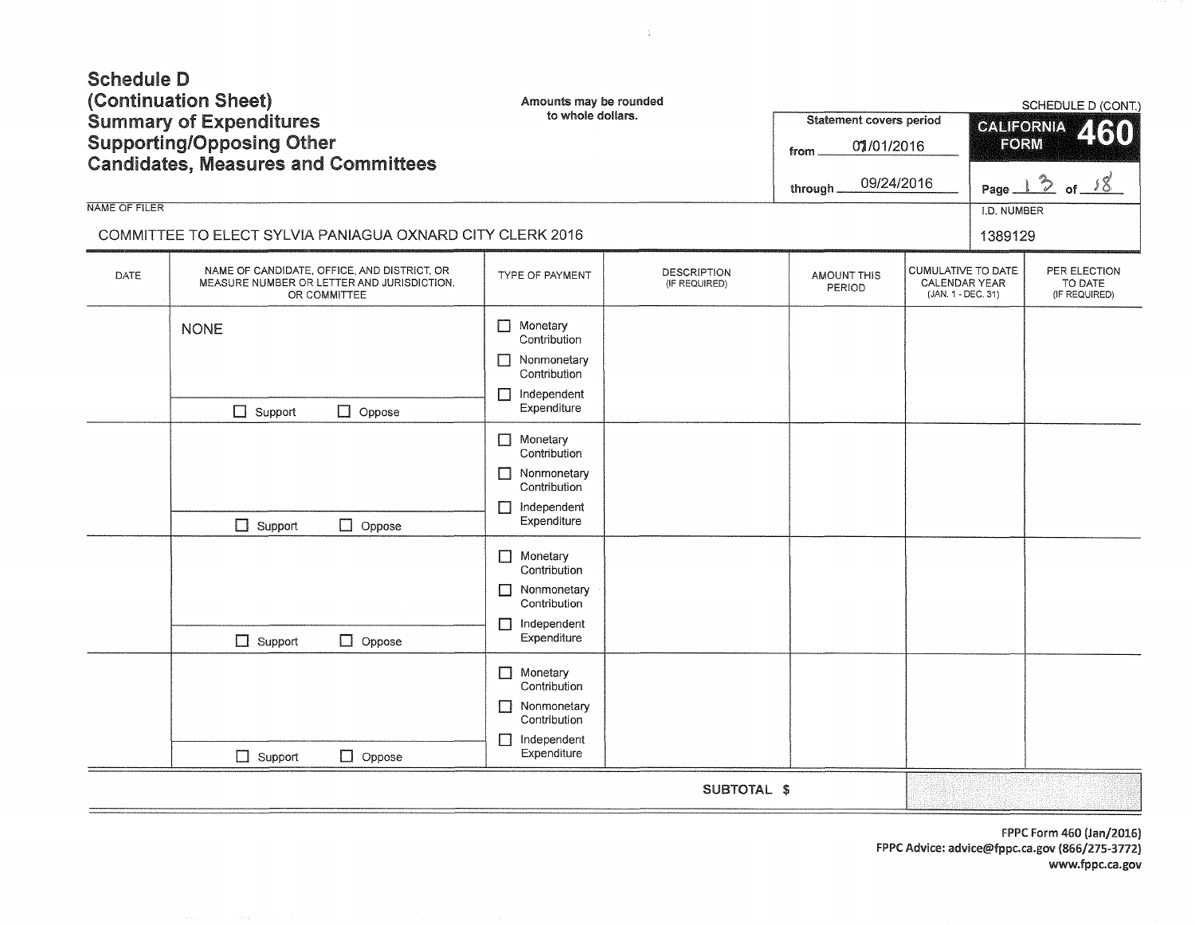# Schedule D (Continuation Sheet) Summary of Expenditures Supporting/Opposing Other Candidates, Measures and Committees

Amounts may be rounded to whole dollars.

SCHEDULE D (CONT.)

**CALIFORNIA FORM 460**

Statement covers period

from 07/01/2016

through 09/24/2016

NAME OF FILER: COMMITTEE TO ELECT SYLVIA PANIAGUA OXNARD CITY CLERK 2016

I.D. NUMBER: 1389129

| DATE | NAME OF CANDIDATE, OFFICE, AND DISTRICT, OR MEASURE NUMBER OR LETTER AND JURISDICTION, OR COMMITTEE | TYPE OF PAYMENT | DESCRIPTION (IF REQUIRED) | AMOUNT THIS PERIOD | CUMULATIVE TO DATE CALENDAR YEAR (JAN. 1 - DEC. 31) | PER ELECTION TO DATE (IF REQUIRED) |
|---|---|---|---|---|---|---|
| | NONE<br>☐ Support ☐ Oppose | ☐ Monetary Contribution<br>☐ Nonmonetary Contribution<br>☐ Independent Expenditure | | | | |
| | ☐ Support ☐ Oppose | ☐ Monetary Contribution<br>☐ Nonmonetary Contribution<br>☐ Independent Expenditure | | | | |
| | ☐ Support ☐ Oppose | ☐ Monetary Contribution<br>☐ Nonmonetary Contribution<br>☐ Independent Expenditure | | | | |
| | ☐ Support ☐ Oppose | ☐ Monetary Contribution<br>☐ Nonmonetary Contribution<br>☐ Independent Expenditure | | | | |
| | | | SUBTOTAL $ | | | |

FPPC Form 460 (Jan/2016)
FPPC Advice: advice@fppc.ca.gov (866/275-3772)
www.fppc.ca.gov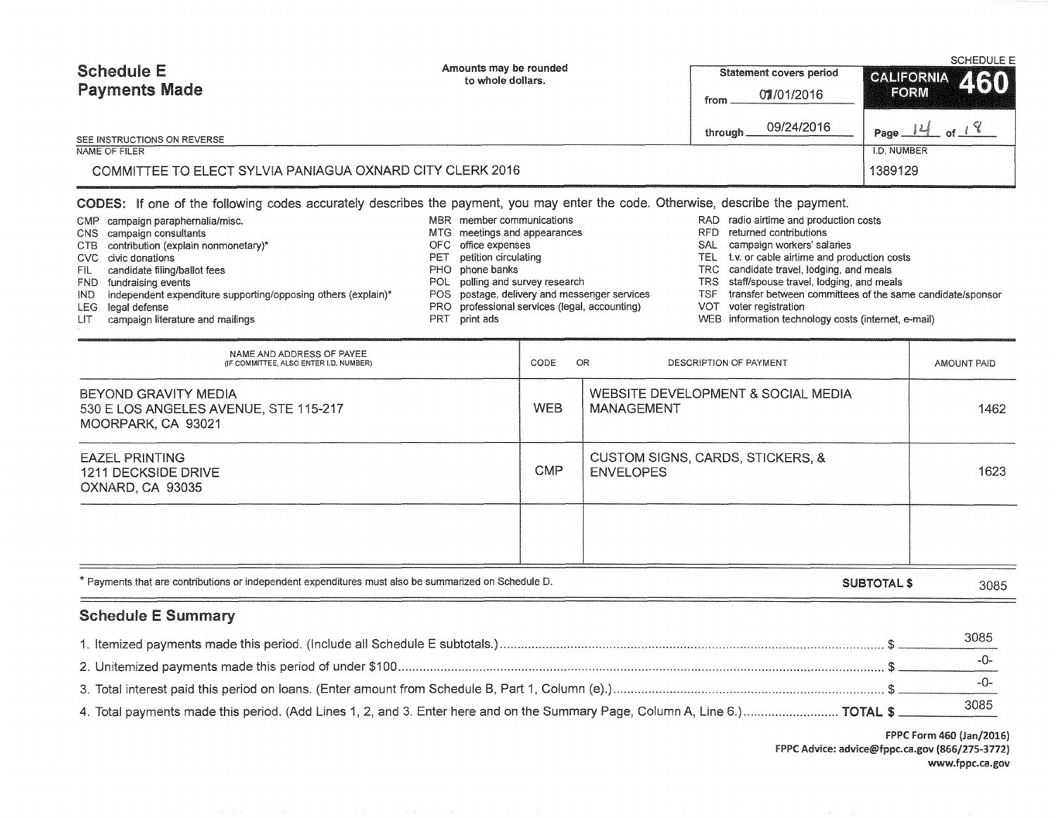# Schedule E
## Payments Made

Amounts may be rounded to whole dollars.

SEE INSTRUCTIONS ON REVERSE

Statement covers period from 07/01/2016 through 09/24/2016

**CALIFORNIA FORM 460** — SCHEDULE E

Page 14 of 18

NAME OF FILER: COMMITTEE TO ELECT SYLVIA PANIAGUA OXNARD CITY CLERK 2016

I.D. NUMBER: 1389129

**CODES:** If one of the following codes accurately describes the payment, you may enter the code. Otherwise, describe the payment.

- CMP campaign paraphernalia/misc.
- CNS campaign consultants
- CTB contribution (explain nonmonetary)*
- CVC civic donations
- FIL candidate filing/ballot fees
- FND fundraising events
- IND independent expenditure supporting/opposing others (explain)*
- LEG legal defense
- LIT campaign literature and mailings
- MBR member communications
- MTG meetings and appearances
- OFC office expenses
- PET petition circulating
- PHO phone banks
- POL polling and survey research
- POS postage, delivery and messenger services
- PRO professional services (legal, accounting)
- PRT print ads
- RAD radio airtime and production costs
- RFD returned contributions
- SAL campaign workers' salaries
- TEL t.v. or cable airtime and production costs
- TRC candidate travel, lodging, and meals
- TRS staff/spouse travel, lodging, and meals
- TSF transfer between committees of the same candidate/sponsor
- VOT voter registration
- WEB information technology costs (internet, e-mail)

| NAME AND ADDRESS OF PAYEE (IF COMMITTEE, ALSO ENTER I.D. NUMBER) | CODE | OR DESCRIPTION OF PAYMENT | AMOUNT PAID |
|---|---|---|---|
| BEYOND GRAVITY MEDIA<br>530 E LOS ANGELES AVENUE, STE 115-217<br>MOORPARK, CA 93021 | WEB | WEBSITE DEVELOPMENT & SOCIAL MEDIA MANAGEMENT | 1462 |
| EAZEL PRINTING<br>1211 DECKSIDE DRIVE<br>OXNARD, CA 93035 | CMP | CUSTOM SIGNS, CARDS, STICKERS, & ENVELOPES | 1623 |
| | | | |

* Payments that are contributions or independent expenditures must also be summarized on Schedule D.

**SUBTOTAL $** 3085

## Schedule E Summary

1. Itemized payments made this period. (Include all Schedule E subtotals.) $ 3085
2. Unitemized payments made this period of under $100 $ -0-
3. Total interest paid this period on loans. (Enter amount from Schedule B, Part 1, Column (e).) $ -0-
4. Total payments made this period. (Add Lines 1, 2, and 3. Enter here and on the Summary Page, Column A, Line 6.) **TOTAL $** 3085

FPPC Form 460 (Jan/2016)
FPPC Advice: advice@fppc.ca.gov (866/275-3772)
www.fppc.ca.gov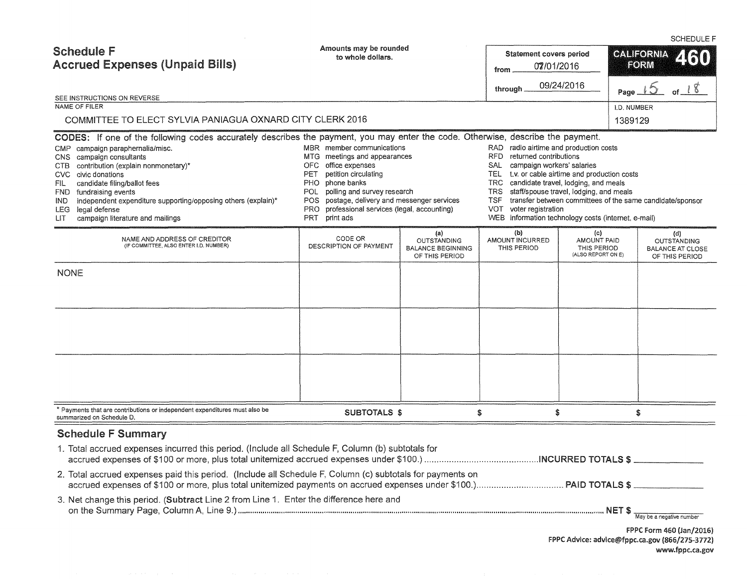SCHEDULE F

# Schedule F
## Accrued Expenses (Unpaid Bills)

Amounts may be rounded to whole dollars.

Statement covers period from 07/01/2016 through 09/24/2016

CALIFORNIA FORM 460

Page 15 of 18

SEE INSTRUCTIONS ON REVERSE

NAME OF FILER: COMMITTEE TO ELECT SYLVIA PANIAGUA OXNARD CITY CLERK 2016

I.D. NUMBER: 1389129

**CODES:** If one of the following codes accurately describes the payment, you may enter the code. Otherwise, describe the payment.

- CMP campaign paraphernalia/misc.
- CNS campaign consultants
- CTB contribution (explain nonmonetary)*
- CVC civic donations
- FIL candidate filing/ballot fees
- FND fundraising events
- IND independent expenditure supporting/opposing others (explain)*
- LEG legal defense
- LIT campaign literature and mailings
- MBR member communications
- MTG meetings and appearances
- OFC office expenses
- PET petition circulating
- PHO phone banks
- POL polling and survey research
- POS postage, delivery and messenger services
- PRO professional services (legal, accounting)
- PRT print ads
- RAD radio airtime and production costs
- RFD returned contributions
- SAL campaign workers' salaries
- TEL t.v. or cable airtime and production costs
- TRC candidate travel, lodging, and meals
- TRS staff/spouse travel, lodging, and meals
- TSF transfer between committees of the same candidate/sponsor
- VOT voter registration
- WEB information technology costs (internet, e-mail)

| NAME AND ADDRESS OF CREDITOR (IF COMMITTEE, ALSO ENTER I.D. NUMBER) | CODE OR DESCRIPTION OF PAYMENT | (a) OUTSTANDING BALANCE BEGINNING OF THIS PERIOD | (b) AMOUNT INCURRED THIS PERIOD | (c) AMOUNT PAID THIS PERIOD (ALSO REPORT ON E) | (d) OUTSTANDING BALANCE AT CLOSE OF THIS PERIOD |
|---|---|---|---|---|---|
| NONE | | | | | |
| | | | | | |
| | | | | | |
| | SUBTOTALS $ | | $ | $ | $ |

\* Payments that are contributions or independent expenditures must also be summarized on Schedule D.

## Schedule F Summary

1. Total accrued expenses incurred this period. (Include all Schedule F, Column (b) subtotals for accrued expenses of $100 or more, plus total unitemized accrued expenses under $100.) ........ **INCURRED TOTALS $** ______
2. Total accrued expenses paid this period. (Include all Schedule F, Column (c) subtotals for payments on accrued expenses of $100 or more, plus total unitemized payments on accrued expenses under $100.) ........ **PAID TOTALS $** ______
3. Net change this period. (**Subtract** Line 2 from Line 1. Enter the difference here and on the Summary Page, Column A, Line 9.) ........ **NET $** ______ (May be a negative number)

FPPC Form 460 (Jan/2016)
FPPC Advice: advice@fppc.ca.gov (866/275-3772)
www.fppc.ca.gov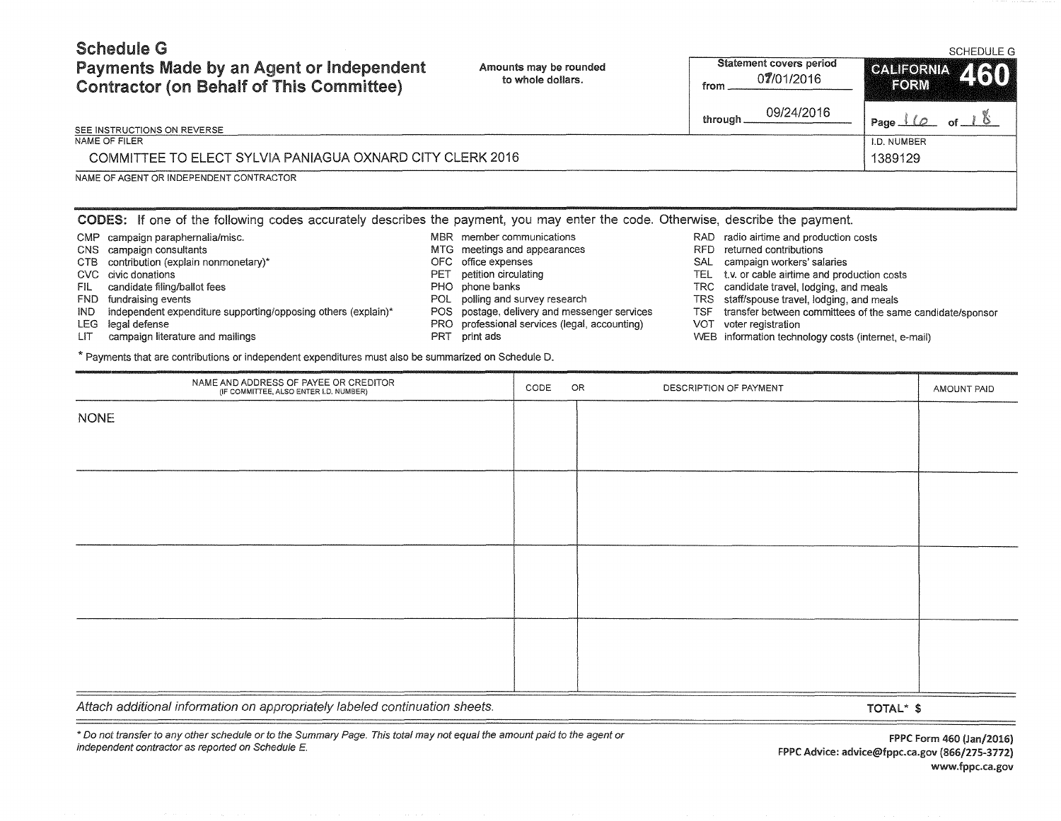# Schedule G
## Payments Made by an Agent or Independent Contractor (on Behalf of This Committee)

Amounts may be rounded to whole dollars.

SEE INSTRUCTIONS ON REVERSE

Statement covers period from 07/01/2016 through 09/24/2016

SCHEDULE G
**CALIFORNIA FORM 460**

Page 16 of 18

| NAME OF FILER | I.D. NUMBER |
|---|---|
| COMMITTEE TO ELECT SYLVIA PANIAGUA OXNARD CITY CLERK 2016 | 1389129 |

NAME OF AGENT OR INDEPENDENT CONTRACTOR

**CODES:** If one of the following codes accurately describes the payment, you may enter the code. Otherwise, describe the payment.

- CMP campaign paraphernalia/misc.
- CNS campaign consultants
- CTB contribution (explain nonmonetary)*
- CVC civic donations
- FIL candidate filing/ballot fees
- FND fundraising events
- IND independent expenditure supporting/opposing others (explain)*
- LEG legal defense
- LIT campaign literature and mailings
- MBR member communications
- MTG meetings and appearances
- OFC office expenses
- PET petition circulating
- PHO phone banks
- POL polling and survey research
- POS postage, delivery and messenger services
- PRO professional services (legal, accounting)
- PRT print ads
- RAD radio airtime and production costs
- RFD returned contributions
- SAL campaign workers' salaries
- TEL t.v. or cable airtime and production costs
- TRC candidate travel, lodging, and meals
- TRS staff/spouse travel, lodging, and meals
- TSF transfer between committees of the same candidate/sponsor
- VOT voter registration
- WEB information technology costs (internet, e-mail)

* Payments that are contributions or independent expenditures must also be summarized on Schedule D.

| NAME AND ADDRESS OF PAYEE OR CREDITOR (IF COMMITTEE, ALSO ENTER I.D. NUMBER) | CODE OR | DESCRIPTION OF PAYMENT | AMOUNT PAID |
|---|---|---|---|
| NONE | | | |
| | | | |
| | | | |
| | | | |

*Attach additional information on appropriately labeled continuation sheets.*

TOTAL* $

*\* Do not transfer to any other schedule or to the Summary Page. This total may not equal the amount paid to the agent or independent contractor as reported on Schedule E.*

FPPC Form 460 (Jan/2016)
FPPC Advice: advice@fppc.ca.gov (866/275-3772)
www.fppc.ca.gov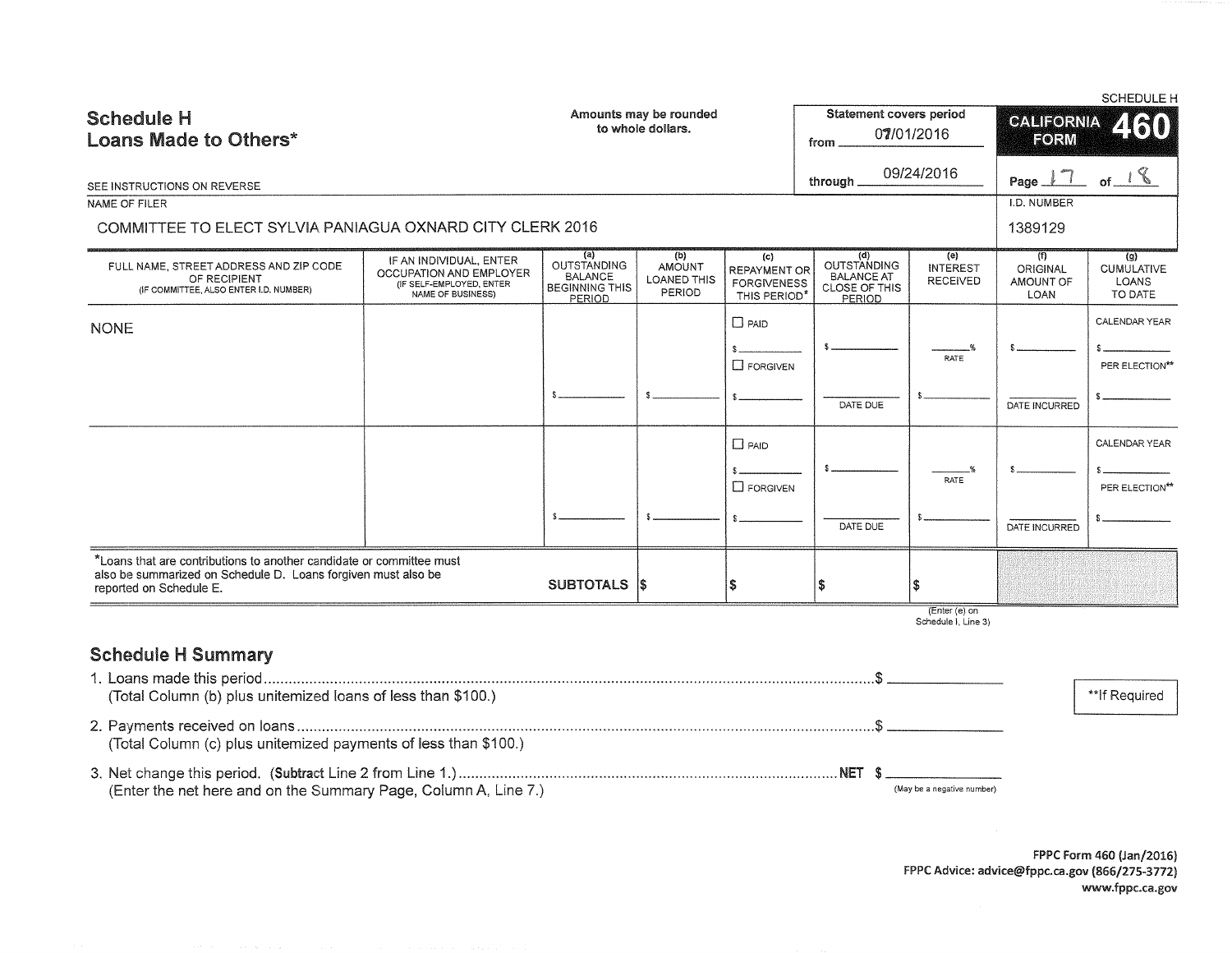SCHEDULE H

# Schedule H
## Loans Made to Others*

Amounts may be rounded to whole dollars.

Statement covers period from 07/01/2016 through 09/24/2016

CALIFORNIA FORM 460

SEE INSTRUCTIONS ON REVERSE

NAME OF FILER: COMMITTEE TO ELECT SYLVIA PANIAGUA OXNARD CITY CLERK 2016

I.D. NUMBER: 1389129

| FULL NAME, STREET ADDRESS AND ZIP CODE OF RECIPIENT (IF COMMITTEE, ALSO ENTER I.D. NUMBER) | IF AN INDIVIDUAL, ENTER OCCUPATION AND EMPLOYER (IF SELF-EMPLOYED, ENTER NAME OF BUSINESS) | (a) OUTSTANDING BALANCE BEGINNING THIS PERIOD | (b) AMOUNT LOANED THIS PERIOD | (c) REPAYMENT OR FORGIVENESS THIS PERIOD* | (d) OUTSTANDING BALANCE AT CLOSE OF THIS PERIOD | (e) INTEREST RECEIVED | (f) ORIGINAL AMOUNT OF LOAN | (g) CUMULATIVE LOANS TO DATE |
|---|---|---|---|---|---|---|---|---|
| NONE | | $ | $ | ☐ PAID $ ☐ FORGIVEN $ | $ DATE DUE | % RATE $ | $ DATE INCURRED | CALENDAR YEAR $ PER ELECTION** $ |
| | | $ | $ | ☐ PAID $ ☐ FORGIVEN $ | $ DATE DUE | % RATE $ | $ DATE INCURRED | CALENDAR YEAR $ PER ELECTION** $ |
| *Loans that are contributions to another candidate or committee must also be summarized on Schedule D. Loans forgiven must also be reported on Schedule E. | SUBTOTALS | $ | | $ | $ | $ (Enter (e) on Schedule I, Line 3) | | |

## Schedule H Summary

1. Loans made this period .......... $
   (Total Column (b) plus unitemized loans of less than $100.)
2. Payments received on loans .......... $
   (Total Column (c) plus unitemized payments of less than $100.)
3. Net change this period. (Subtract Line 2 from Line 1.) .......... NET $
   (Enter the net here and on the Summary Page, Column A, Line 7.) (May be a negative number)

**If Required

FPPC Form 460 (Jan/2016)
FPPC Advice: advice@fppc.ca.gov (866/275-3772)
www.fppc.ca.gov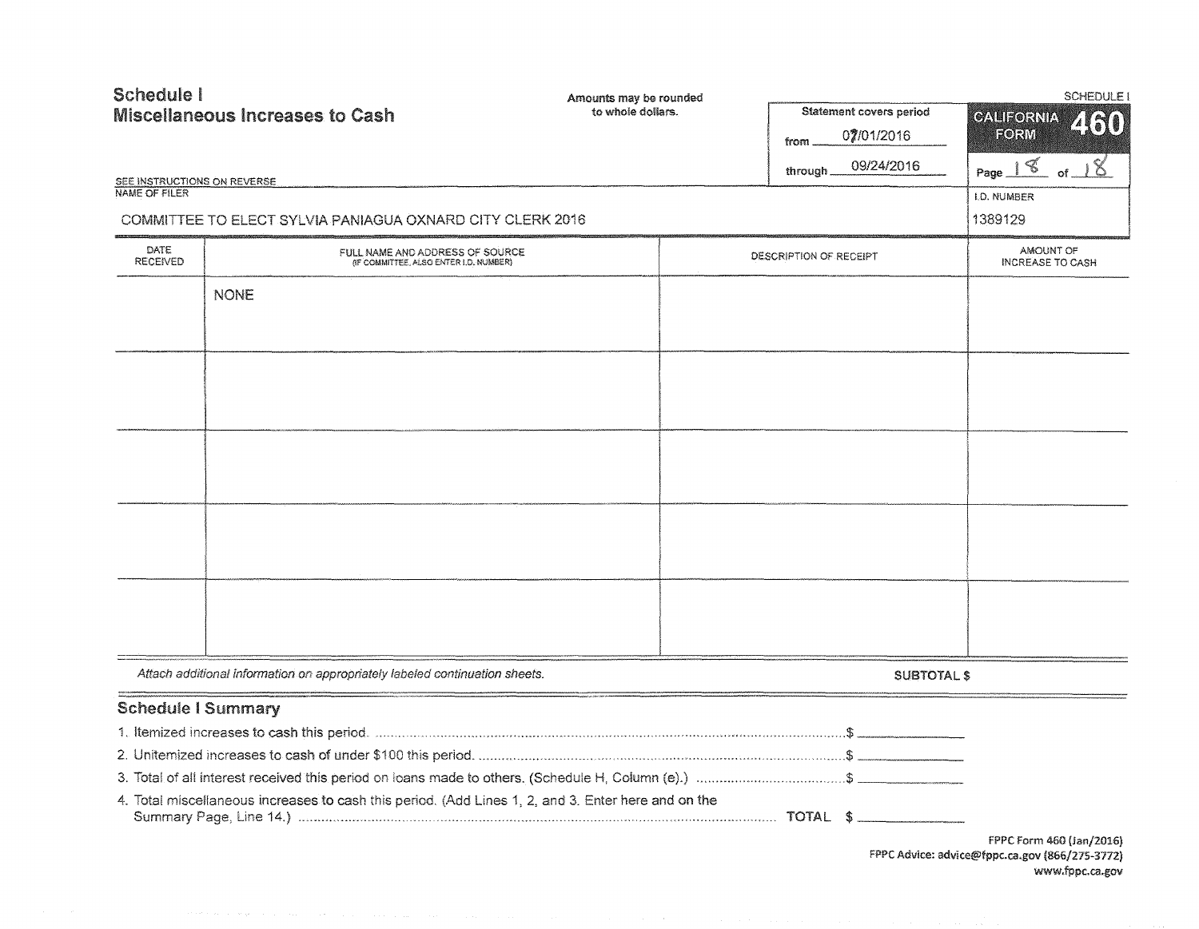# Schedule I
## Miscellaneous Increases to Cash

Amounts may be rounded to whole dollars.

SCHEDULE I

CALIFORNIA FORM 460

Statement covers period
from 07/01/2016
through 09/24/2016

SEE INSTRUCTIONS ON REVERSE

NAME OF FILER

COMMITTEE TO ELECT SYLVIA PANIAGUA OXNARD CITY CLERK 2016

I.D. NUMBER

1389129

| DATE RECEIVED | FULL NAME AND ADDRESS OF SOURCE (IF COMMITTEE, ALSO ENTER I.D. NUMBER) | DESCRIPTION OF RECEIPT | AMOUNT OF INCREASE TO CASH |
|---|---|---|---|
| | NONE | | |
| | | | |
| | | | |
| | | | |
| | | | |

*Attach additional information on appropriately labeled continuation sheets.*

SUBTOTAL $

### Schedule I Summary

1. Itemized increases to cash this period. ........................................ $ ________
2. Unitemized increases to cash of under $100 this period. ........................................ $ ________
3. Total of all interest received this period on loans made to others. (Schedule H, Column (e).) ........................................ $ ________
4. Total miscellaneous increases to cash this period. (Add Lines 1, 2, and 3. Enter here and on the Summary Page, Line 14.) ........................................ TOTAL $ ________

FPPC Form 460 (Jan/2016)
FPPC Advice: advice@fppc.ca.gov (866/275-3772)
www.fppc.ca.gov